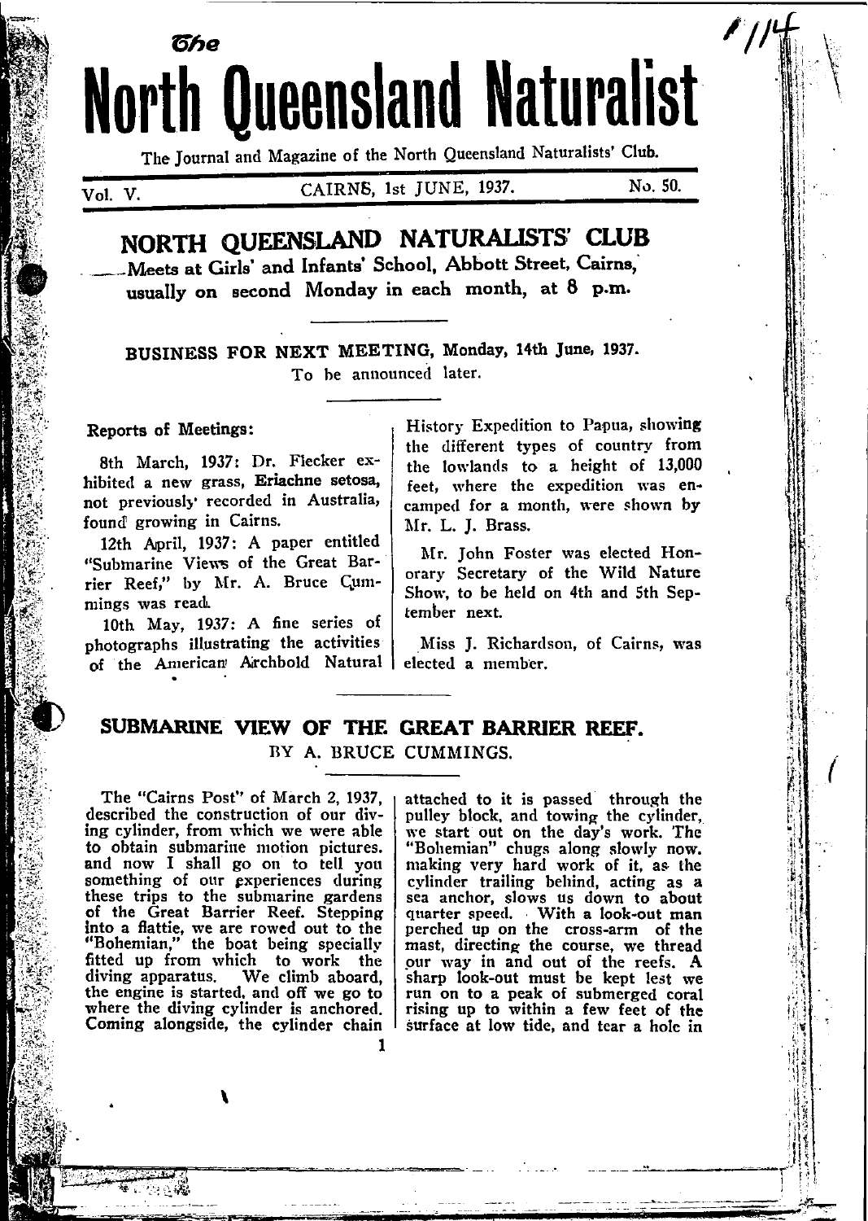The

# North Queensland Naturalist

The Journal and Magazine of the North Queensland Naturalists' Club.

Vol. V. CAIRNS, 1st JUNE, 1937. No. 50.

## NORTH QUEENSLAND NATURALISTS' CLUB

**Meets at Girls' and Infants' School, Abbott Street, Cairns, usually on second Monday in each month, at 8 p.m.**

**BUSINESS FOR NEXT MEETING, Monday, 14th June, 1937.**
To be announced later.

**Reports of Meetings:**

8th March, 1937: Dr. Flecker exhibited a new grass, **Eriachne setosa,** not previously recorded in Australia, found growing in Cairns.

12th April, 1937: A paper entitled "Submarine Views of the Great Barrier Reef," by Mr. A. Bruce Cummings was read.

10th May, 1937: A fine series of photographs illustrating the activities of the American Archbold Natural History Expedition to Papua, showing the different types of country from the lowlands to a height of 13,000 feet, where the expedition was encamped for a month, were shown by Mr. L. J. Brass.

Mr. John Foster was elected Honorary Secretary of the Wild Nature Show, to be held on 4th and 5th September next.

Miss J. Richardson, of Cairns, was elected a member.

## SUBMARINE VIEW OF THE GREAT BARRIER REEF.

BY A. BRUCE CUMMINGS.

The "Cairns Post" of March 2, 1937, described the construction of our diving cylinder, from which we were able to obtain submarine motion pictures. and now I shall go on to tell you something of our experiences during these trips to the submarine gardens of the Great Barrier Reef. Stepping into a flattie, we are rowed out to the "Bohemian," the boat being specially fitted up from which to work the diving apparatus. We climb aboard, the engine is started, and off we go to where the diving cylinder is anchored. Coming alongside, the cylinder chain attached to it is passed through the pulley block, and towing the cylinder, we start out on the day's work. The "Bohemian" chugs along slowly now. making very hard work of it, as the cylinder trailing behind, acting as a sea anchor, slows us down to about quarter speed. With a look-out man perched up on the cross-arm of the mast, directing the course, we thread our way in and out of the reefs. A sharp look-out must be kept lest we run on to a peak of submerged coral rising up to within a few feet of the surface at low tide, and tear a hole in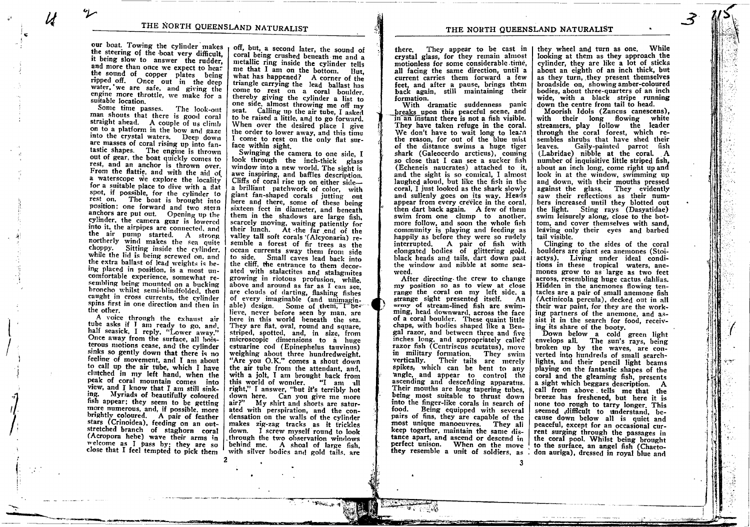our boat. Towing the cylinder makes the steering of the boat very difficult, it being slow to answer the rudder, and more than once we expect to hear the sound of copper plates being ripped off. Once out in the deep water, we are safe, and giving the engine more throttle, we make for a suitable location.

Some time passes. The look-out man shouts that there is good coral straight ahead. A couple of us climb on to a platform in the bow and gaze into the crystal waters. Deep down are masses of coral rising up into fantastic shapes. The engine is thrown out of gear, the boat quickly comes to rest, and an anchor is thrown over. From the flattie, and with the aid of a waterscope we explore the locality for a suitable place to dive with a flat spot, if possible, for the cylinder to rest on. The boat is brought into position: one forward and two stern anchors are put out. Opening up the cylinder, the camera gear is lowered into it, the airpipes are connected, and the air pump started. A strong northerly wind makes the sea quite choppy. Sitting inside the cylinder, while the lid is being screwed on, and the extra ballast of lead weights is being placed in position, is a most uncomfortable experience, somewhat resembling being mounted on a bucking broncho whilst semi-blindfolded, then caught in cross currents, the cylinder spins first in one direction and then in the other.

A voice through the exhaust air tube asks if I am ready to go, and, half seasick, I reply, "Lower away." Once away from the surface, all boisterous motions cease, and the cylinder sinks so gently down that there is no feeling of movement, and I am about to call up the air tube, which I have clutched in my left hand, when the peak of coral mountain comes into view, and I know that I am still sinking. Myriads of beautifully coloured fish appear: they seem to be getting more numerous, and, if possible, more brightly coloured. A pair of feather stars (Crinoidea), feeding on an outstretched branch of staghorn coral (Acropora hebe) wave their arms in welcome as I pass by: they are so close that I feel tempted to pick them off, but, a second later, the sound of coral being crushed beneath me and a metallic ring inside the cylinder tells me that I am on the bottom. But, what has happened? A corner of the triangle carrying the lead ballast has come to rest on a coral boulder, thereby giving the cylinder a list to one side, almost throwing me off my seat. Calling up the air tube, I asked to be raised a little, and to go forward. When over the desired place I give the order to lower away, and this time I come to rest on the only flat surface within sight.

Swinging the camera to one side, I look through the inch-thick glass window into a new world. The sight is awe inspiring, and baffles description. Cliffs of coral rise up on either side—a brilliant patchwork of color, with giant fan-shaped corals jutting out here and there, some of these being sixteen feet in diameter, and beneath them in the shadows are large fish, scarcely moving, waiting patiently for their lunch. At the far end of the valley tall soft corals (Alcyonaria) resemble a forest of fir trees as the ocean currents sway them from side to side. Small caves lead back into the cliff, the entrance to them decorated with stalactites and stalagmites growing in riotous profusion, while, above and around as far as I can see, are clouds of darting, flashing fishes of every imaginable (and unimaginable) design. Some of them, I believe, never before seen by man, are here in this world beneath the sea. They are flat, oval, round and square, striped, spotted, and, in size, from microscopic dimensions to a huge estuarine cod (Epinephelus tauvinus) weighing about three hundredweight. "Are you O.K." comes a shout down the air tube from the attendant, and, with a jolt, I am brought back from this world of wonder. "I am all right," I answer, "but it's terribly hot down here. Can you give me more air?" My shirt and shorts are saturated with perspiration, and the condensation on the walls of the cylinder makes zig-zag tracks as it trickles down. I screw myself round to look through the two observation windows behind me. A shoal of large fish, with silver bodies and gold tails, are there. They appear to be cast in crystal glass, for they remain almost motionless for some considerable time, all facing the same direction, until a current carries them forward a few feet, and after a pause, brings them back again, still maintaining their formation.

With dramatic suddenness panic breaks upon this peaceful scene, and in an instant there is not a fish visible. They have taken refuge in the coral. We don't have to wait long to learn the reason, for out of the blue mist of the distance swims a huge tiger shark (Galeocerdo arcticus), coming so close that I can see a sucker fish (Echeneis naucrates) attached to it, and the sight is so comical, I almost laughed aloud, but like the fish in the coral, I just looked as the shark slowly and sullenly goes on its way. Heads appear from every crevice in the coral, then dart back again. A few of them swim from one clump to another, more follow, and soon the whole fish community is playing and feeding as happily as before they were so rudely interrupted. A pair of fish with elongated bodies of glittering gold, black heads and tails, dart down past the window and nibble at some seaweed.

After directing the crew to change my position so as to view at close range the coral on my left side, a strange sight presented itself. An army of stream-lined fish are swimming, head downward, across the face of a coral boulder. These quaint little chaps, with bodies shaped like a Bengal razor, and between three and five inches long, and appropriately called razor fish (Centriscus scutatus), move in military formation. They swim vertically. Their tails are merely spikes, which can be bent to any angle, and appear to control the ascending and descending apparatus. Their mouths are long tapering tubes, being most suitable to thrust down into the finger-like corals in search of food. Being equipped with several pairs of fins, they are capable of the most unique manoeuvres. They all keep together, maintain the same distance apart, and ascend or descend in perfect unison. When on the move they resemble a unit of soldiers, as they wheel and turn as one. While looking at them as they approach the cylinder, they are like a lot of sticks about an eighth of an inch thick, but as they turn, they present themselves broadside on, showing amber-coloured bodies, about three-quarters of an inch wide, with a black stripe running down the centre from tail to head.

Moorish Idols (Zancus canescens), with their long flowing white streamers, play follow the leader through the coral forest, which resembles shrubs that have shed their leaves. Gaily-painted parrot fish (Labridae) nibble at the coral. A number of inquisitive little striped fish, about an inch long, come right up and look in at the window, swimming up and down, with their mouths pressed against the glass. They evidently saw their reflections as their numbers increased until they blotted out the light. Sting rays (Dasyatidae) swim leisurely along, close to the bottom, and cover themselves with sand, leaving only their eyes and barbed tail visible.

Clinging to the sides of the coral boulders are giant sea anemones (Stoicactys). Living under ideal conditions in these tropical waters, anemones grow to as large as two feet across, resembling huge cactus dahlias. Hidden in the anemones flowing tentacles are a pair of small anemone fish (Actinicola percula), decked out in all their war paint, for they are the working partners of the anemone, and assist it in the search for food, receiving its share of the booty.

Down below a cold green light envelops all. The sun's rays, being broken up by the waves, are converted into hundreds of small searchlights, and their pencil light beams playing on the fantastic shapes of the coral and the gleaming fish, presents a sight which beggars description. A call from above tells me that the breeze has freshened, but here it is none too rough to tarry longer. This seemed difficult to understand, because down below all is quiet and peaceful, except for an occasional current surging through the passages in the coral pool. Whilst being brought to the surface, an angel fish (Chaetodon auriga), dressed in royal blue and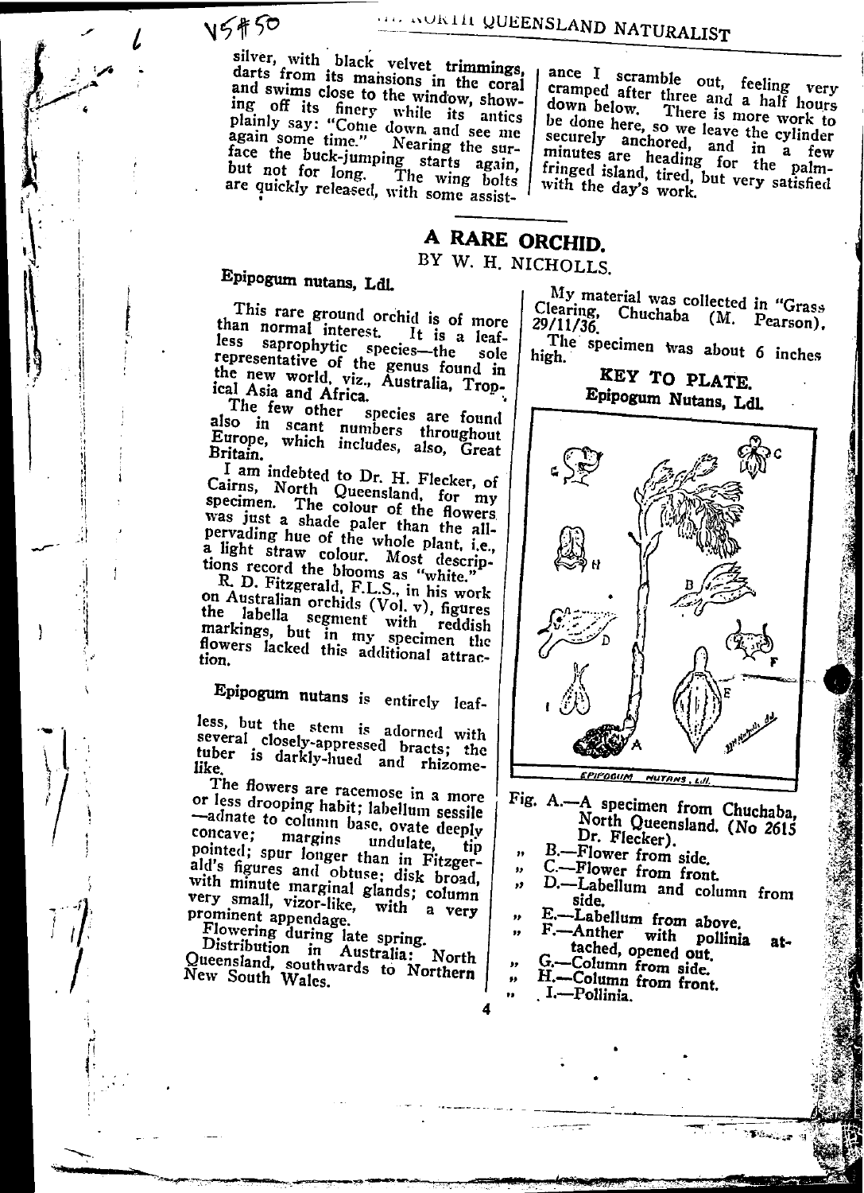silver, with black velvet trimmings, darts from its mansions in the coral and swims close to the window, showing off its finery while its antics plainly say: "Come down and see me again some time." Nearing the surface the buck-jumping starts again, but not for long. The wing bolts are quickly released, with some assistance I scramble out, feeling very cramped after three and a half hours down below. There is more work to be done here, so we leave the cylinder securely anchored, and in a few minutes are heading for the palm-fringed island, tired, but very satisfied with the day's work.

## A RARE ORCHID.

BY W. H. NICHOLLS.

**Epipogum nutans, Ldl.**

This rare ground orchid is of more than normal interest. It is a leafless saprophytic species—the sole representative of the genus found in the new world, viz., Australia, Tropical Asia and Africa.

The few other species are found also in scant numbers throughout Europe, which includes, also, Great Britain.

I am indebted to Dr. H. Flecker, of Cairns, North Queensland, for my specimen. The colour of the flowers was just a shade paler than the all-pervading hue of the whole plant, i.e., a light straw colour. Most descriptions record the blooms as "white."

R. D. Fitzgerald, F.L.S., in his work on Australian orchids (Vol. v), figures the labella segment with reddish markings, but in my specimen the flowers lacked this additional attraction.

**Epipogum nutans** is entirely leafless, but the stem is adorned with several closely-appressed bracts; the tuber is darkly-hued and rhizome-like.

The flowers are racemose in a more or less drooping habit; labellum sessile—adnate to column base, ovate deeply concave; margins undulate, tip pointed; spur longer than in Fitzgerald's figures and obtuse; disk broad, with minute marginal glands; column very small, vizor-like, with a very prominent appendage.

Flowering during late spring.

Distribution in Australia: North Queensland, southwards to Northern New South Wales.

My material was collected in "Grass Clearing, Chuchaba (M. Pearson), 29/11/36.

The specimen was about 6 inches high.

**KEY TO PLATE.**

**Epipogum Nutans, Ldl.**

EPIPOGIUM NUTANS, Ldl.

Fig. A.—A specimen from Chuchaba, North Queensland. (No 2615 Dr. Flecker).

" B.—Flower from side.

" C.—Flower from front.

" D.—Labellum and column from side.

" E.—Labellum from above.

" F.—Anther with pollinia attached, opened out.

" G.—Column from side.

" H.—Column from front.

" I.—Pollinia.